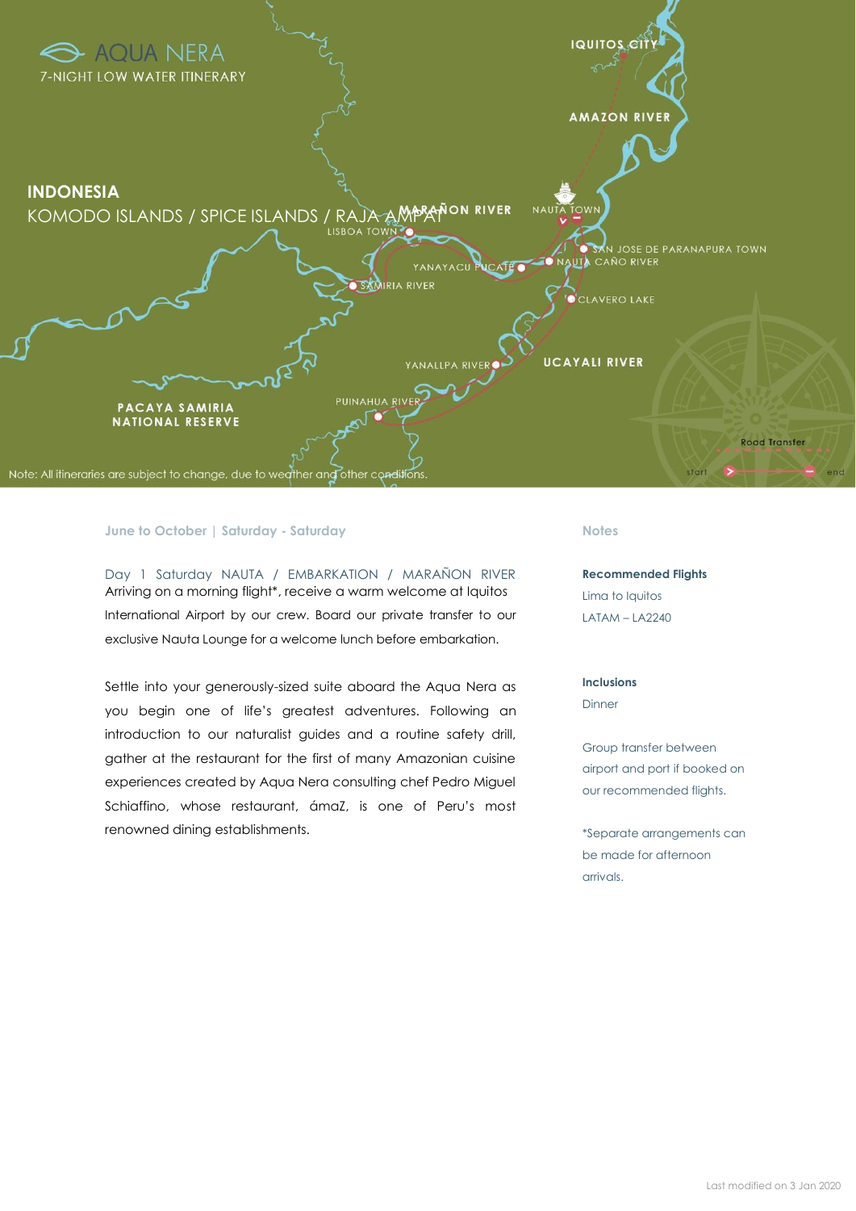# AQUA NERA

7-NIGHT LOW WATER ITINERARY

INDONESIA

KOMODO ISLANDS / SPICE ISLANDS / RAJA AMPAT

IQUITOS CITY

AMAZON RIVER

MARAÑON RIVER

NAUTA TOWN

LISBOA TOWN

SAN JOSE DE PARANAPURA TOWN

YANAYACU PUCATE

NAUTA CAÑO RIVER

SAMIRIA RIVER

CLAVERO LAKE

YANALLPA RIVER

UCAYALI RIVER

PACAYA SAMIRIA NATIONAL RESERVE

PUINAHUA RIVER

Road Transfer

start end

Note: All itineraries are subject to change, due to weather and other conditions.

**June to October | Saturday - Saturday**

Day 1 Saturday NAUTA / EMBARKATION / MARAÑON RIVER

Arriving on a morning flight*, receive a warm welcome at Iquitos International Airport by our crew. Board our private transfer to our exclusive Nauta Lounge for a welcome lunch before embarkation.

Settle into your generously-sized suite aboard the Aqua Nera as you begin one of life's greatest adventures. Following an introduction to our naturalist guides and a routine safety drill, gather at the restaurant for the first of many Amazonian cuisine experiences created by Aqua Nera consulting chef Pedro Miguel Schiaffino, whose restaurant, ámaZ, is one of Peru's most renowned dining establishments.

**Notes**

**Recommended Flights**

Lima to Iquitos

LATAM – LA2240

**Inclusions**

Dinner

Group transfer between airport and port if booked on our recommended flights.

*Separate arrangements can be made for afternoon arrivals.

Last modified on 3 Jan 2020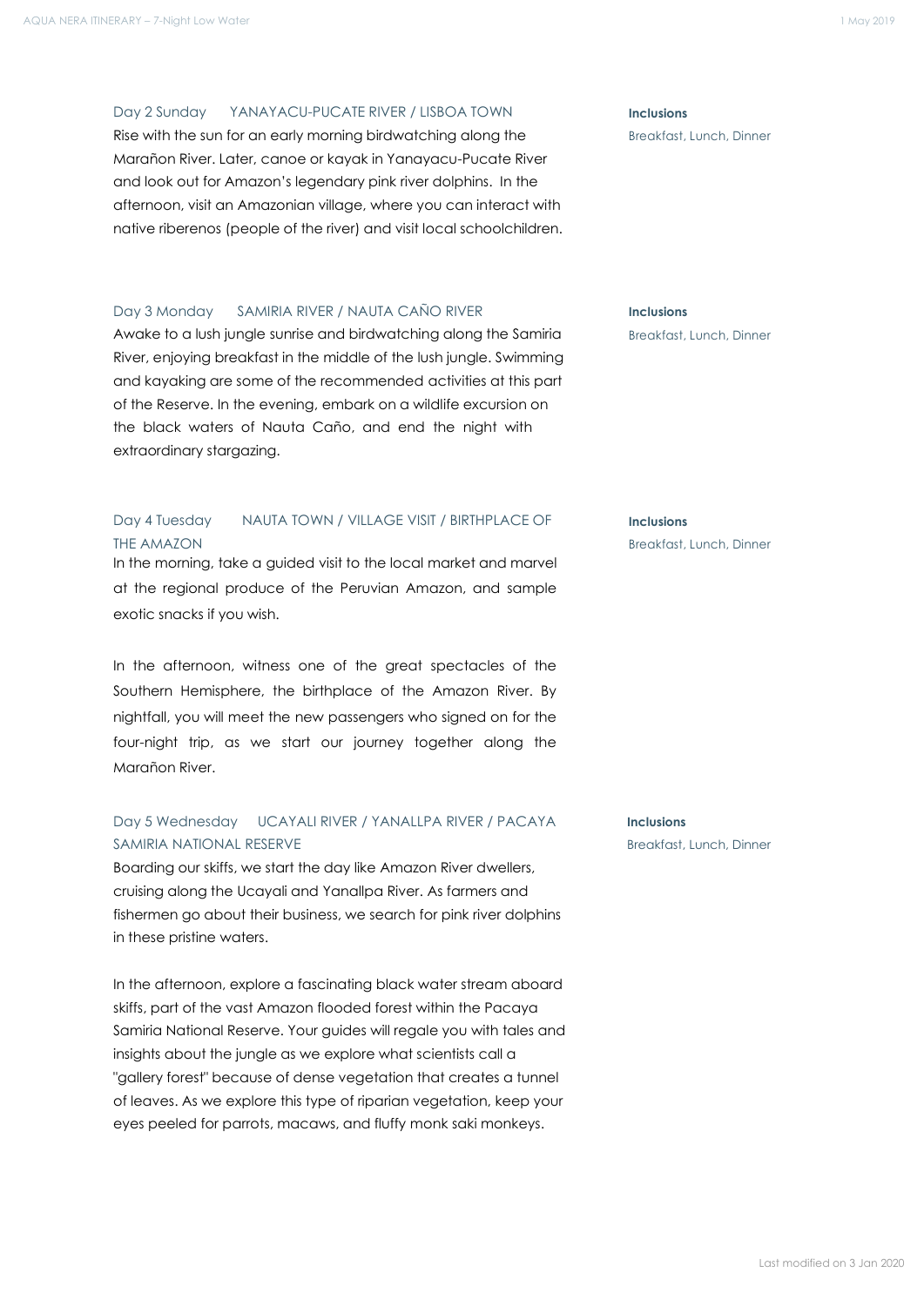### Day 2 Sunday YANAYACU-PUCATE RIVER / LISBOA TOWN

Rise with the sun for an early morning birdwatching along the Marañon River. Later, canoe or kayak in Yanayacu-Pucate River and look out for Amazon's legendary pink river dolphins. In the afternoon, visit an Amazonian village, where you can interact with native riberenos (people of the river) and visit local schoolchildren.

**Inclusions**
Breakfast, Lunch, Dinner

### Day 3 Monday SAMIRIA RIVER / NAUTA CAÑO RIVER

Awake to a lush jungle sunrise and birdwatching along the Samiria River, enjoying breakfast in the middle of the lush jungle. Swimming and kayaking are some of the recommended activities at this part of the Reserve. In the evening, embark on a wildlife excursion on the black waters of Nauta Caño, and end the night with extraordinary stargazing.

**Inclusions**
Breakfast, Lunch, Dinner

### Day 4 Tuesday NAUTA TOWN / VILLAGE VISIT / BIRTHPLACE OF THE AMAZON

In the morning, take a guided visit to the local market and marvel at the regional produce of the Peruvian Amazon, and sample exotic snacks if you wish.

In the afternoon, witness one of the great spectacles of the Southern Hemisphere, the birthplace of the Amazon River. By nightfall, you will meet the new passengers who signed on for the four-night trip, as we start our journey together along the Marañon River.

**Inclusions**
Breakfast, Lunch, Dinner

### Day 5 Wednesday UCAYALI RIVER / YANALLPA RIVER / PACAYA SAMIRIA NATIONAL RESERVE

Boarding our skiffs, we start the day like Amazon River dwellers, cruising along the Ucayali and Yanallpa River. As farmers and fishermen go about their business, we search for pink river dolphins in these pristine waters.

In the afternoon, explore a fascinating black water stream aboard skiffs, part of the vast Amazon flooded forest within the Pacaya Samiria National Reserve. Your guides will regale you with tales and insights about the jungle as we explore what scientists call a "gallery forest" because of dense vegetation that creates a tunnel of leaves. As we explore this type of riparian vegetation, keep your eyes peeled for parrots, macaws, and fluffy monk saki monkeys.

**Inclusions**
Breakfast, Lunch, Dinner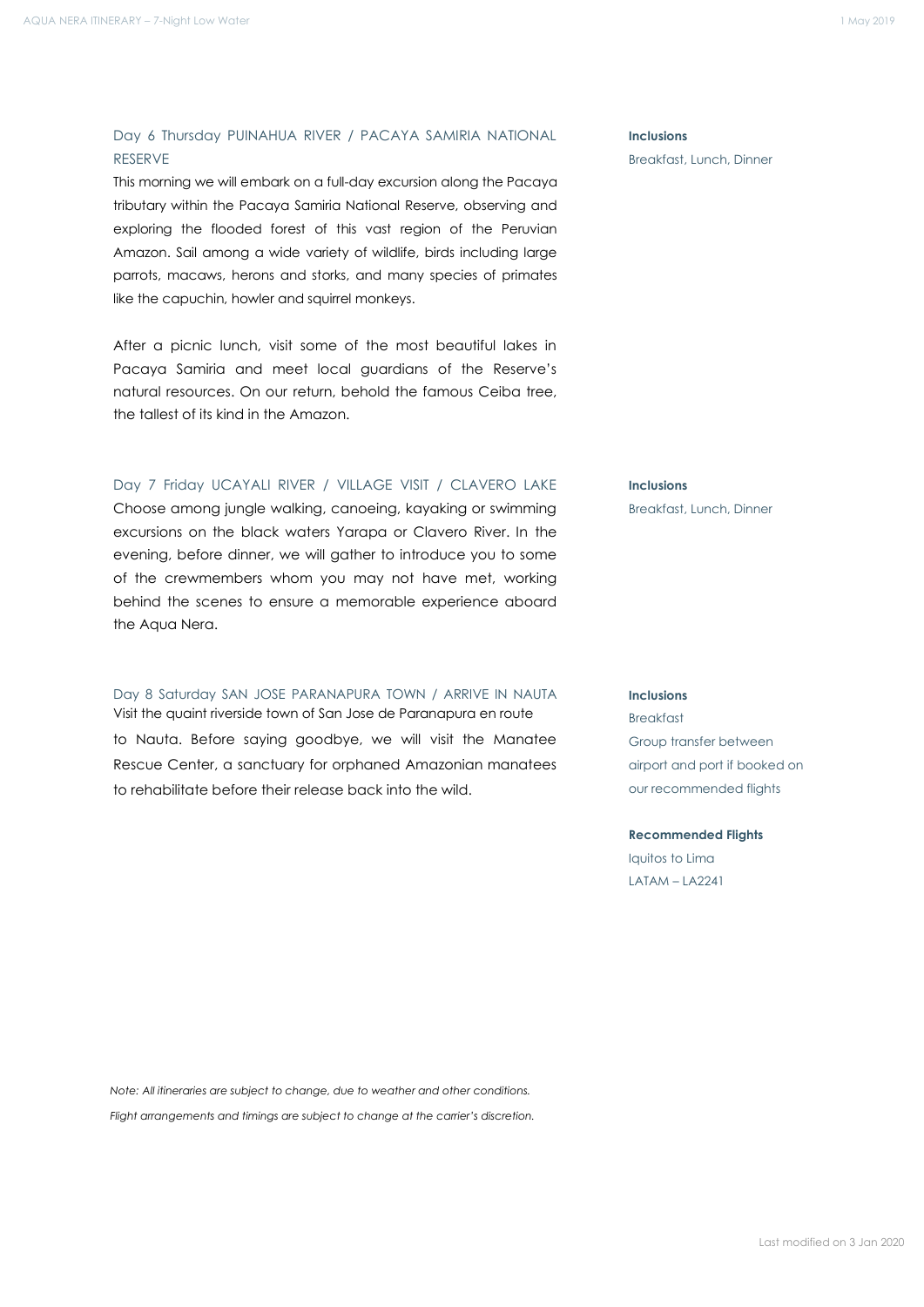## Day 6 Thursday PUINAHUA RIVER / PACAYA SAMIRIA NATIONAL RESERVE

This morning we will embark on a full-day excursion along the Pacaya tributary within the Pacaya Samiria National Reserve, observing and exploring the flooded forest of this vast region of the Peruvian Amazon. Sail among a wide variety of wildlife, birds including large parrots, macaws, herons and storks, and many species of primates like the capuchin, howler and squirrel monkeys.

After a picnic lunch, visit some of the most beautiful lakes in Pacaya Samiria and meet local guardians of the Reserve's natural resources. On our return, behold the famous Ceiba tree, the tallest of its kind in the Amazon.

**Inclusions**

Breakfast, Lunch, Dinner

## Day 7 Friday UCAYALI RIVER / VILLAGE VISIT / CLAVERO LAKE

Choose among jungle walking, canoeing, kayaking or swimming excursions on the black waters Yarapa or Clavero River. In the evening, before dinner, we will gather to introduce you to some of the crewmembers whom you may not have met, working behind the scenes to ensure a memorable experience aboard the Aqua Nera.

**Inclusions**

Breakfast, Lunch, Dinner

## Day 8 Saturday SAN JOSE PARANAPURA TOWN / ARRIVE IN NAUTA

Visit the quaint riverside town of San Jose de Paranapura en route to Nauta. Before saying goodbye, we will visit the Manatee Rescue Center, a sanctuary for orphaned Amazonian manatees to rehabilitate before their release back into the wild.

**Inclusions**

Breakfast

Group transfer between airport and port if booked on our recommended flights

**Recommended Flights**

Iquitos to Lima

LATAM – LA2241

*Note: All itineraries are subject to change, due to weather and other conditions.*

*Flight arrangements and timings are subject to change at the carrier's discretion.*